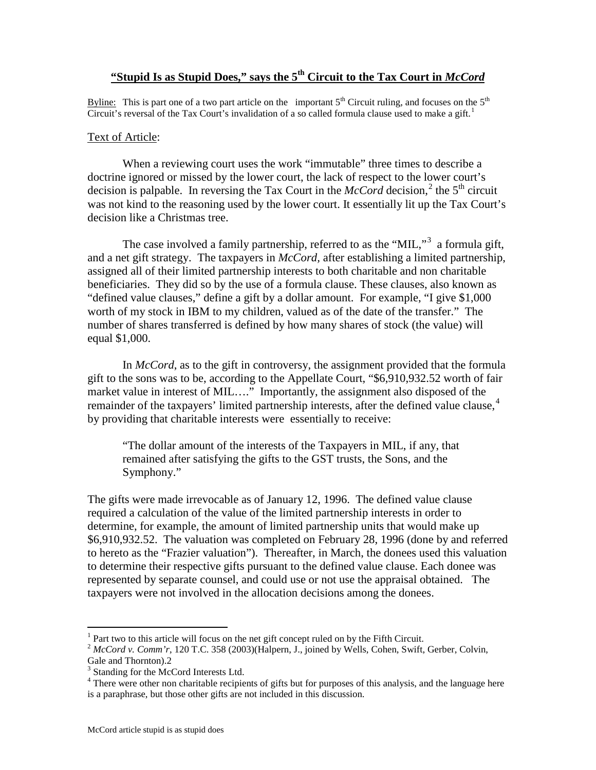# **"Stupid Is as Stupid Does," says the 5th Circuit to the Tax Court in *McCord***

Byline: This is part one of a two part article on the important 5th Circuit ruling, and focuses on the 5th Circuit's reversal of the Tax Court's invalidation of a so called formula clause used to make a gift.[1]

Text of Article:

When a reviewing court uses the work "immutable" three times to describe a doctrine ignored or missed by the lower court, the lack of respect to the lower court's decision is palpable. In reversing the Tax Court in the *McCord* decision,[2] the 5th circuit was not kind to the reasoning used by the lower court. It essentially lit up the Tax Court's decision like a Christmas tree.

The case involved a family partnership, referred to as the "MIL,"[3] a formula gift, and a net gift strategy. The taxpayers in *McCord*, after establishing a limited partnership, assigned all of their limited partnership interests to both charitable and non charitable beneficiaries. They did so by the use of a formula clause. These clauses, also known as "defined value clauses," define a gift by a dollar amount. For example, "I give $1,000 worth of my stock in IBM to my children, valued as of the date of the transfer." The number of shares transferred is defined by how many shares of stock (the value) will equal $1,000.

In *McCord*, as to the gift in controversy, the assignment provided that the formula gift to the sons was to be, according to the Appellate Court, "$6,910,932.52 worth of fair market value in interest of MIL…." Importantly, the assignment also disposed of the remainder of the taxpayers' limited partnership interests, after the defined value clause,[4] by providing that charitable interests were essentially to receive:

> "The dollar amount of the interests of the Taxpayers in MIL, if any, that remained after satisfying the gifts to the GST trusts, the Sons, and the Symphony."

The gifts were made irrevocable as of January 12, 1996. The defined value clause required a calculation of the value of the limited partnership interests in order to determine, for example, the amount of limited partnership units that would make up $6,910,932.52. The valuation was completed on February 28, 1996 (done by and referred to hereto as the "Frazier valuation"). Thereafter, in March, the donees used this valuation to determine their respective gifts pursuant to the defined value clause. Each donee was represented by separate counsel, and could use or not use the appraisal obtained. The taxpayers were not involved in the allocation decisions among the donees.

---

[1] Part two to this article will focus on the net gift concept ruled on by the Fifth Circuit.

[2] *McCord v. Comm'r*, 120 T.C. 358 (2003)(Halpern, J., joined by Wells, Cohen, Swift, Gerber, Colvin, Gale and Thornton).2

[3] Standing for the McCord Interests Ltd.

[4] There were other non charitable recipients of gifts but for purposes of this analysis, and the language here is a paraphrase, but those other gifts are not included in this discussion.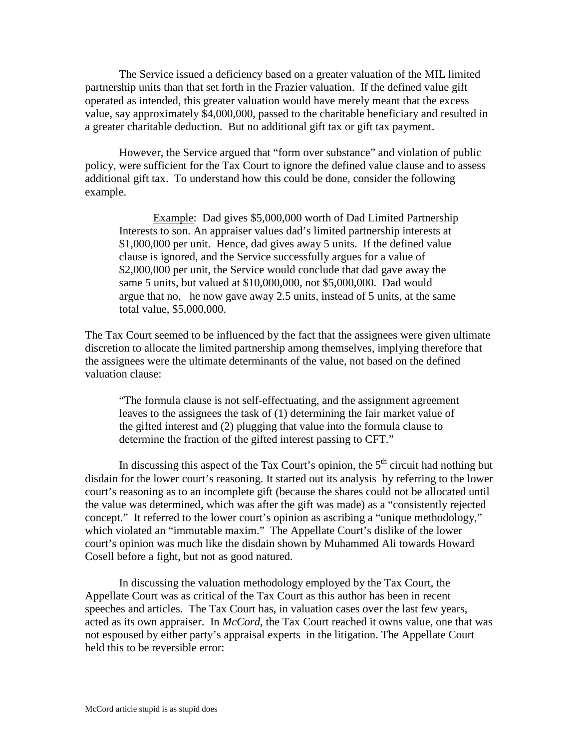The Service issued a deficiency based on a greater valuation of the MIL limited partnership units than that set forth in the Frazier valuation. If the defined value gift operated as intended, this greater valuation would have merely meant that the excess value, say approximately $4,000,000, passed to the charitable beneficiary and resulted in a greater charitable deduction. But no additional gift tax or gift tax payment.

However, the Service argued that "form over substance" and violation of public policy, were sufficient for the Tax Court to ignore the defined value clause and to assess additional gift tax. To understand how this could be done, consider the following example.

> Example: Dad gives $5,000,000 worth of Dad Limited Partnership Interests to son. An appraiser values dad's limited partnership interests at $1,000,000 per unit. Hence, dad gives away 5 units. If the defined value clause is ignored, and the Service successfully argues for a value of $2,000,000 per unit, the Service would conclude that dad gave away the same 5 units, but valued at $10,000,000, not $5,000,000. Dad would argue that no, he now gave away 2.5 units, instead of 5 units, at the same total value, $5,000,000.

The Tax Court seemed to be influenced by the fact that the assignees were given ultimate discretion to allocate the limited partnership among themselves, implying therefore that the assignees were the ultimate determinants of the value, not based on the defined valuation clause:

> "The formula clause is not self-effectuating, and the assignment agreement leaves to the assignees the task of (1) determining the fair market value of the gifted interest and (2) plugging that value into the formula clause to determine the fraction of the gifted interest passing to CFT."

In discussing this aspect of the Tax Court's opinion, the 5th circuit had nothing but disdain for the lower court's reasoning. It started out its analysis by referring to the lower court's reasoning as to an incomplete gift (because the shares could not be allocated until the value was determined, which was after the gift was made) as a "consistently rejected concept." It referred to the lower court's opinion as ascribing a "unique methodology," which violated an "immutable maxim." The Appellate Court's dislike of the lower court's opinion was much like the disdain shown by Muhammed Ali towards Howard Cosell before a fight, but not as good natured.

In discussing the valuation methodology employed by the Tax Court, the Appellate Court was as critical of the Tax Court as this author has been in recent speeches and articles. The Tax Court has, in valuation cases over the last few years, acted as its own appraiser. In *McCord*, the Tax Court reached it owns value, one that was not espoused by either party's appraisal experts in the litigation. The Appellate Court held this to be reversible error: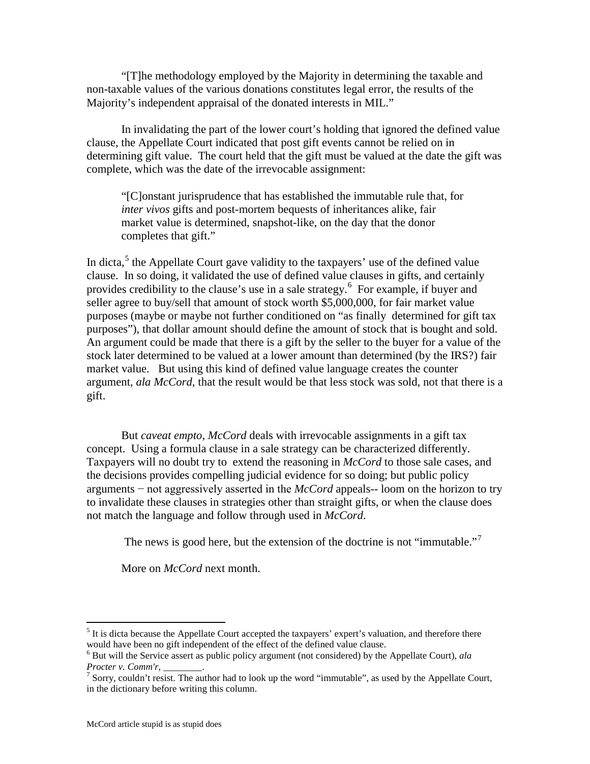"[T]he methodology employed by the Majority in determining the taxable and non-taxable values of the various donations constitutes legal error, the results of the Majority's independent appraisal of the donated interests in MIL."

In invalidating the part of the lower court's holding that ignored the defined value clause, the Appellate Court indicated that post gift events cannot be relied on in determining gift value. The court held that the gift must be valued at the date the gift was complete, which was the date of the irrevocable assignment:

> "[C]onstant jurisprudence that has established the immutable rule that, for *inter vivos* gifts and post-mortem bequests of inheritances alike, fair market value is determined, snapshot-like, on the day that the donor completes that gift."

In dicta,[5] the Appellate Court gave validity to the taxpayers' use of the defined value clause. In so doing, it validated the use of defined value clauses in gifts, and certainly provides credibility to the clause's use in a sale strategy.[6] For example, if buyer and seller agree to buy/sell that amount of stock worth $5,000,000, for fair market value purposes (maybe or maybe not further conditioned on "as finally determined for gift tax purposes"), that dollar amount should define the amount of stock that is bought and sold. An argument could be made that there is a gift by the seller to the buyer for a value of the stock later determined to be valued at a lower amount than determined (by the IRS?) fair market value. But using this kind of defined value language creates the counter argument, *ala McCord*, that the result would be that less stock was sold, not that there is a gift.

But *caveat empto*, *McCord* deals with irrevocable assignments in a gift tax concept. Using a formula clause in a sale strategy can be characterized differently. Taxpayers will no doubt try to extend the reasoning in *McCord* to those sale cases, and the decisions provides compelling judicial evidence for so doing; but public policy arguments − not aggressively asserted in the *McCord* appeals-- loom on the horizon to try to invalidate these clauses in strategies other than straight gifts, or when the clause does not match the language and follow through used in *McCord*.

The news is good here, but the extension of the doctrine is not "immutable."[7]

More on *McCord* next month.

---

[5] It is dicta because the Appellate Court accepted the taxpayers' expert's valuation, and therefore there would have been no gift independent of the effect of the defined value clause.

[6] But will the Service assert as public policy argument (not considered) by the Appellate Court), *ala Procter v. Comm'r*, ________.

[7] Sorry, couldn't resist. The author had to look up the word "immutable", as used by the Appellate Court, in the dictionary before writing this column.